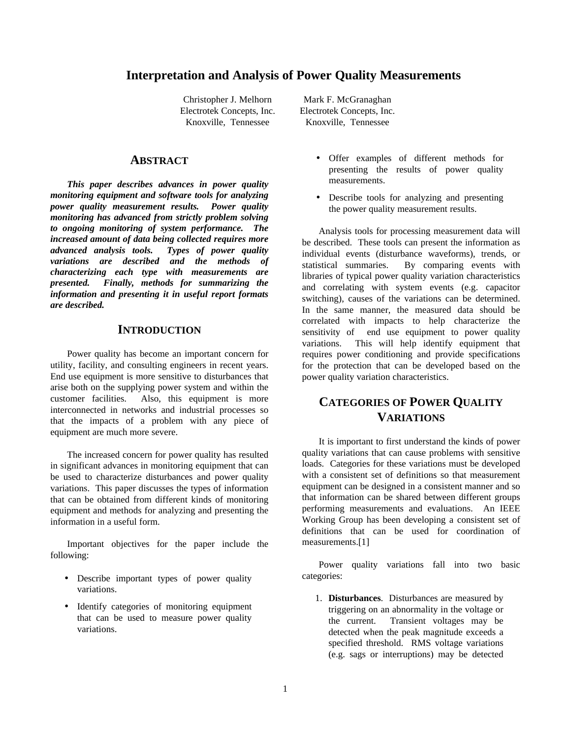# Interpretation and Analysis of Power Quality Measurements

Christopher J. Melhorn
Electrotek Concepts, Inc.
Knoxville, Tennessee

Mark F. McGranaghan
Electrotek Concepts, Inc.
Knoxville, Tennessee

## Abstract

***This paper describes advances in power quality monitoring equipment and software tools for analyzing power quality measurement results. Power quality monitoring has advanced from strictly problem solving to ongoing monitoring of system performance. The increased amount of data being collected requires more advanced analysis tools. Types of power quality variations are described and the methods of characterizing each type with measurements are presented. Finally, methods for summarizing the information and presenting it in useful report formats are described.***

## Introduction

Power quality has become an important concern for utility, facility, and consulting engineers in recent years. End use equipment is more sensitive to disturbances that arise both on the supplying power system and within the customer facilities. Also, this equipment is more interconnected in networks and industrial processes so that the impacts of a problem with any piece of equipment are much more severe.

The increased concern for power quality has resulted in significant advances in monitoring equipment that can be used to characterize disturbances and power quality variations. This paper discusses the types of information that can be obtained from different kinds of monitoring equipment and methods for analyzing and presenting the information in a useful form.

Important objectives for the paper include the following:

- Describe important types of power quality variations.
- Identify categories of monitoring equipment that can be used to measure power quality variations.
- Offer examples of different methods for presenting the results of power quality measurements.
- Describe tools for analyzing and presenting the power quality measurement results.

Analysis tools for processing measurement data will be described. These tools can present the information as individual events (disturbance waveforms), trends, or statistical summaries. By comparing events with libraries of typical power quality variation characteristics and correlating with system events (e.g. capacitor switching), causes of the variations can be determined. In the same manner, the measured data should be correlated with impacts to help characterize the sensitivity of end use equipment to power quality variations. This will help identify equipment that requires power conditioning and provide specifications for the protection that can be developed based on the power quality variation characteristics.

## Categories of Power Quality Variations

It is important to first understand the kinds of power quality variations that can cause problems with sensitive loads. Categories for these variations must be developed with a consistent set of definitions so that measurement equipment can be designed in a consistent manner and so that information can be shared between different groups performing measurements and evaluations. An IEEE Working Group has been developing a consistent set of definitions that can be used for coordination of measurements.[1]

Power quality variations fall into two basic categories:

1. **Disturbances**. Disturbances are measured by triggering on an abnormality in the voltage or the current. Transient voltages may be detected when the peak magnitude exceeds a specified threshold. RMS voltage variations (e.g. sags or interruptions) may be detected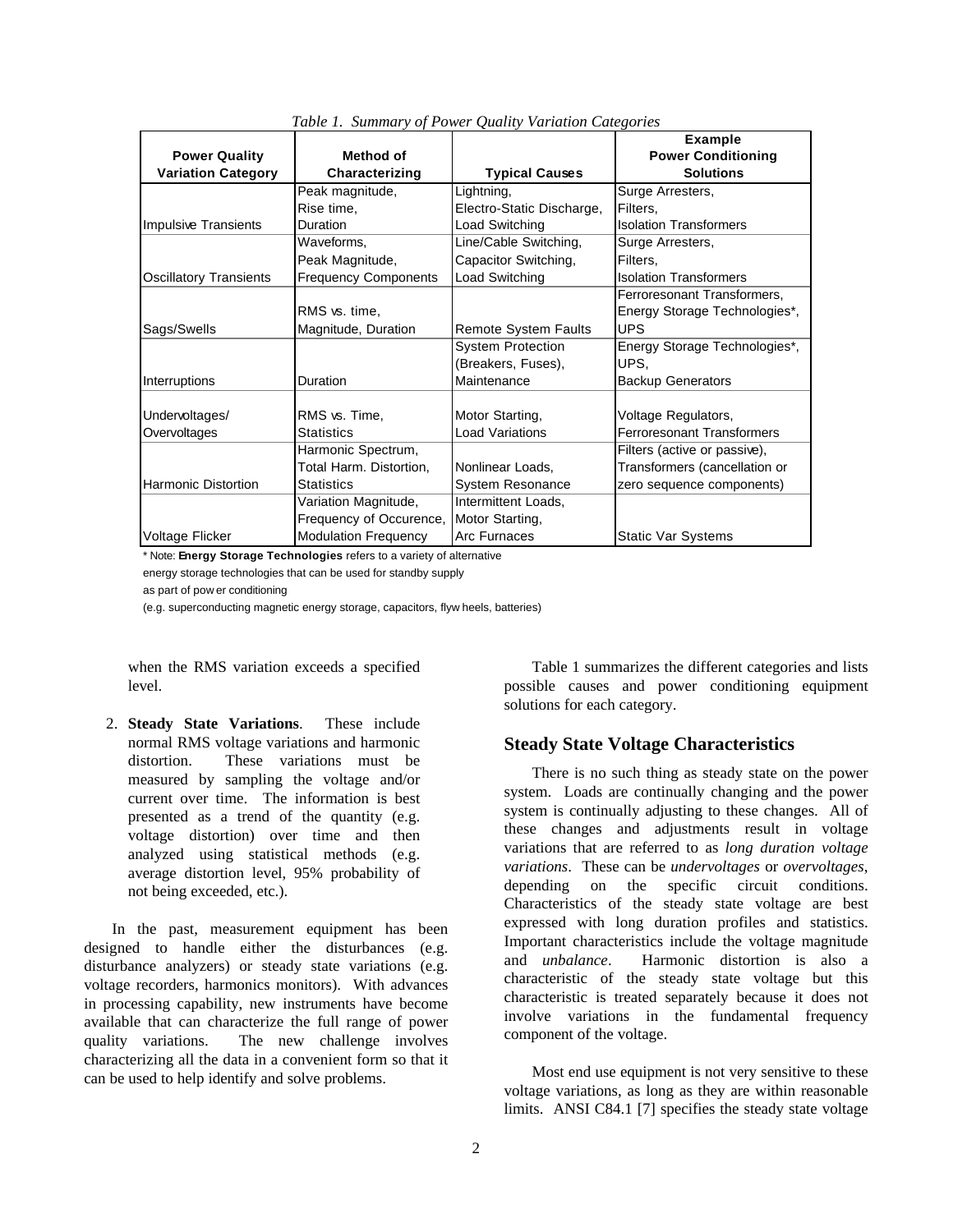*Table 1. Summary of Power Quality Variation Categories*

| Power Quality Variation Category | Method of Characterizing | Typical Causes | Example Power Conditioning Solutions |
|---|---|---|---|
| Impulsive Transients | Peak magnitude, Rise time, Duration | Lightning, Electro-Static Discharge, Load Switching | Surge Arresters, Filters, Isolation Transformers |
| Oscillatory Transients | Waveforms, Peak Magnitude, Frequency Components | Line/Cable Switching, Capacitor Switching, Load Switching | Surge Arresters, Filters, Isolation Transformers |
| Sags/Swells | RMS vs. time, Magnitude, Duration | Remote System Faults | Ferroresonant Transformers, Energy Storage Technologies*, UPS |
| Interruptions | Duration | System Protection (Breakers, Fuses), Maintenance | Energy Storage Technologies*, UPS, Backup Generators |
| Undervoltages/ Overvoltages | RMS vs. Time, Statistics | Motor Starting, Load Variations | Voltage Regulators, Ferroresonant Transformers |
| Harmonic Distortion | Harmonic Spectrum, Total Harm. Distortion, Statistics | Nonlinear Loads, System Resonance | Filters (active or passive), Transformers (cancellation or zero sequence components) |
| Voltage Flicker | Variation Magnitude, Frequency of Occurence, Modulation Frequency | Intermittent Loads, Motor Starting, Arc Furnaces | Static Var Systems |

* Note: **Energy Storage Technologies** refers to a variety of alternative energy storage technologies that can be used for standby supply as part of power conditioning (e.g. superconducting magnetic energy storage, capacitors, flywheels, batteries)

when the RMS variation exceeds a specified level.

2. **Steady State Variations**. These include normal RMS voltage variations and harmonic distortion. These variations must be measured by sampling the voltage and/or current over time. The information is best presented as a trend of the quantity (e.g. voltage distortion) over time and then analyzed using statistical methods (e.g. average distortion level, 95% probability of not being exceeded, etc.).

In the past, measurement equipment has been designed to handle either the disturbances (e.g. disturbance analyzers) or steady state variations (e.g. voltage recorders, harmonics monitors). With advances in processing capability, new instruments have become available that can characterize the full range of power quality variations. The new challenge involves characterizing all the data in a convenient form so that it can be used to help identify and solve problems.

Table 1 summarizes the different categories and lists possible causes and power conditioning equipment solutions for each category.

## Steady State Voltage Characteristics

There is no such thing as steady state on the power system. Loads are continually changing and the power system is continually adjusting to these changes. All of these changes and adjustments result in voltage variations that are referred to as *long duration voltage variations*. These can be *undervoltages* or *overvoltages*, depending on the specific circuit conditions. Characteristics of the steady state voltage are best expressed with long duration profiles and statistics. Important characteristics include the voltage magnitude and *unbalance*. Harmonic distortion is also a characteristic of the steady state voltage but this characteristic is treated separately because it does not involve variations in the fundamental frequency component of the voltage.

Most end use equipment is not very sensitive to these voltage variations, as long as they are within reasonable limits. ANSI C84.1 [7] specifies the steady state voltage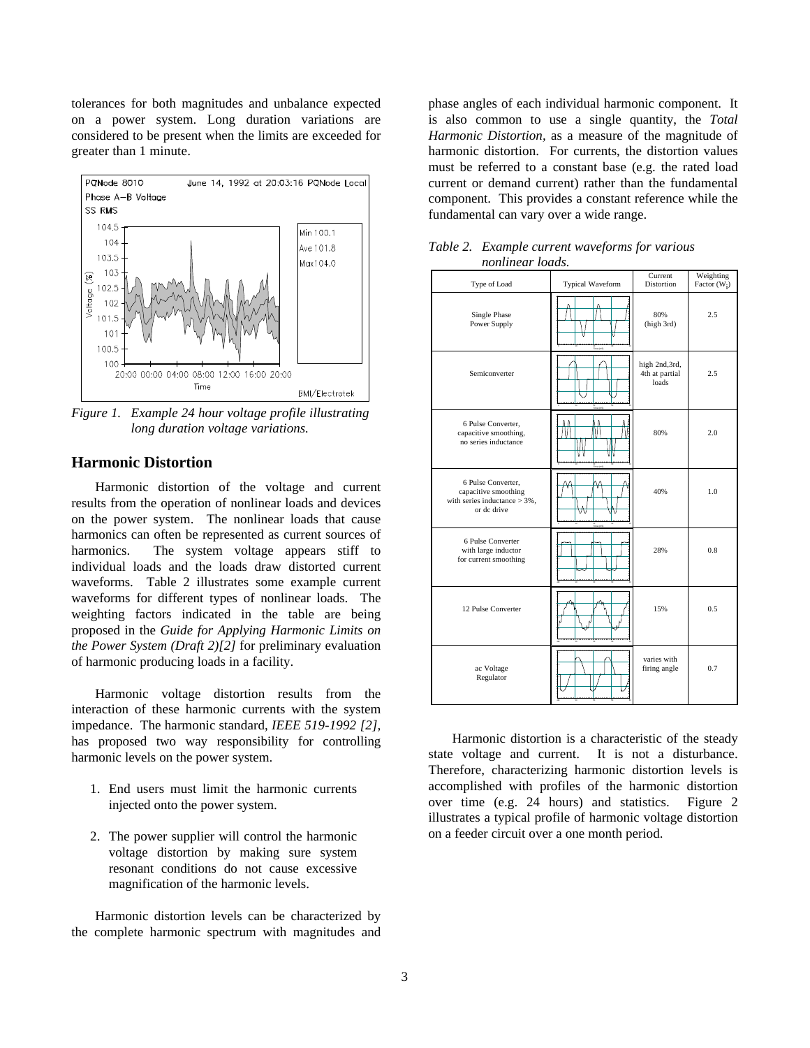tolerances for both magnitudes and unbalance expected on a power system. Long duration variations are considered to be present when the limits are exceeded for greater than 1 minute.

*Figure 1. Example 24 hour voltage profile illustrating long duration voltage variations.*

## Harmonic Distortion

Harmonic distortion of the voltage and current results from the operation of nonlinear loads and devices on the power system. The nonlinear loads that cause harmonics can often be represented as current sources of harmonics. The system voltage appears stiff to individual loads and the loads draw distorted current waveforms. Table 2 illustrates some example current waveforms for different types of nonlinear loads. The weighting factors indicated in the table are being proposed in the *Guide for Applying Harmonic Limits on the Power System (Draft 2)[2]* for preliminary evaluation of harmonic producing loads in a facility.

Harmonic voltage distortion results from the interaction of these harmonic currents with the system impedance. The harmonic standard, *IEEE 519-1992 [2],* has proposed two way responsibility for controlling harmonic levels on the power system.

1. End users must limit the harmonic currents injected onto the power system.

2. The power supplier will control the harmonic voltage distortion by making sure system resonant conditions do not cause excessive magnification of the harmonic levels.

Harmonic distortion levels can be characterized by the complete harmonic spectrum with magnitudes and phase angles of each individual harmonic component. It is also common to use a single quantity, the *Total Harmonic Distortion,* as a measure of the magnitude of harmonic distortion. For currents, the distortion values must be referred to a constant base (e.g. the rated load current or demand current) rather than the fundamental component. This provides a constant reference while the fundamental can vary over a wide range.

*Table 2. Example current waveforms for various nonlinear loads.*

| Type of Load | Typical Waveform | Current Distortion | Weighting Factor ($W_i$) |
|---|---|---|---|
| Single Phase Power Supply | | 80% (high 3rd) | 2.5 |
| Semiconverter | | high 2nd,3rd, 4th at partial loads | 2.5 |
| 6 Pulse Converter, capacitive smoothing, no series inductance | | 80% | 2.0 |
| 6 Pulse Converter, capacitive smoothing with series inductance > 3%, or dc drive | | 40% | 1.0 |
| 6 Pulse Converter with large inductor for current smoothing | | 28% | 0.8 |
| 12 Pulse Converter | | 15% | 0.5 |
| ac Voltage Regulator | | varies with firing angle | 0.7 |

Harmonic distortion is a characteristic of the steady state voltage and current. It is not a disturbance. Therefore, characterizing harmonic distortion levels is accomplished with profiles of the harmonic distortion over time (e.g. 24 hours) and statistics. Figure 2 illustrates a typical profile of harmonic voltage distortion on a feeder circuit over a one month period.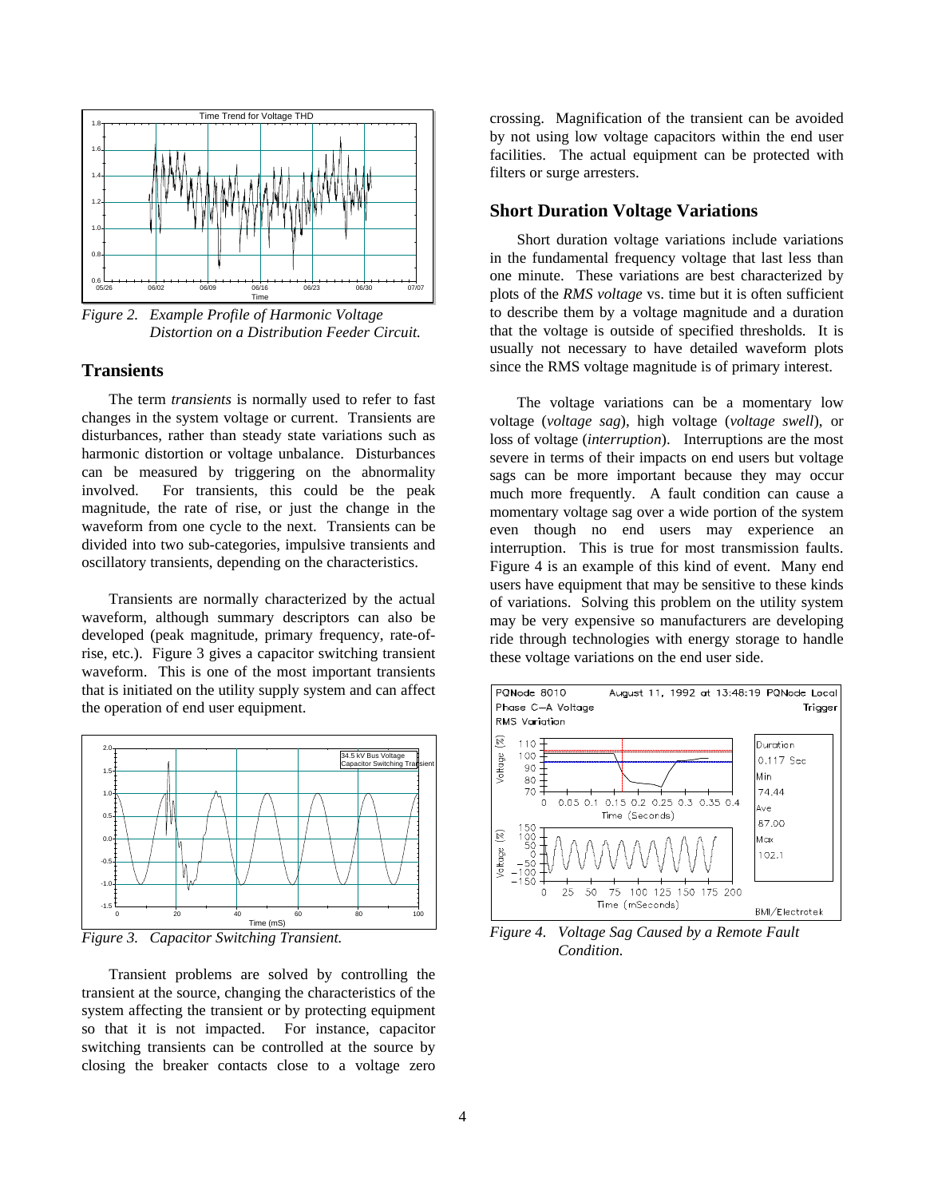Time Trend for Voltage THD

1.8
1.6
1.4
1.2
1.0
0.8
0.6

05/26 06/02 06/09 06/16 06/23 06/30 07/07

Time

*Figure 2. Example Profile of Harmonic Voltage Distortion on a Distribution Feeder Circuit.*

## Transients

The term *transients* is normally used to refer to fast changes in the system voltage or current. Transients are disturbances, rather than steady state variations such as harmonic distortion or voltage unbalance. Disturbances can be measured by triggering on the abnormality involved. For transients, this could be the peak magnitude, the rate of rise, or just the change in the waveform from one cycle to the next. Transients can be divided into two sub-categories, impulsive transients and oscillatory transients, depending on the characteristics.

Transients are normally characterized by the actual waveform, although summary descriptors can also be developed (peak magnitude, primary frequency, rate-of-rise, etc.). Figure 3 gives a capacitor switching transient waveform. This is one of the most important transients that is initiated on the utility supply system and can affect the operation of end user equipment.

34.5 kV Bus Voltage
Capacitor Switching Transient

2.0
1.5
1.0
0.5
0.0
-0.5
-1.0
-1.5

0 20 40 60 80 100

Time (mS)

*Figure 3. Capacitor Switching Transient.*

Transient problems are solved by controlling the transient at the source, changing the characteristics of the system affecting the transient or by protecting equipment so that it is not impacted. For instance, capacitor switching transients can be controlled at the source by closing the breaker contacts close to a voltage zero crossing. Magnification of the transient can be avoided by not using low voltage capacitors within the end user facilities. The actual equipment can be protected with filters or surge arresters.

## Short Duration Voltage Variations

Short duration voltage variations include variations in the fundamental frequency voltage that last less than one minute. These variations are best characterized by plots of the *RMS voltage* vs. time but it is often sufficient to describe them by a voltage magnitude and a duration that the voltage is outside of specified thresholds. It is usually not necessary to have detailed waveform plots since the RMS voltage magnitude is of primary interest.

The voltage variations can be a momentary low voltage (*voltage sag*), high voltage (*voltage swell*), or loss of voltage (*interruption*). Interruptions are the most severe in terms of their impacts on end users but voltage sags can be more important because they may occur much more frequently. A fault condition can cause a momentary voltage sag over a wide portion of the system even though no end users may experience an interruption. This is true for most transmission faults. Figure 4 is an example of this kind of event. Many end users have equipment that may be sensitive to these kinds of variations. Solving this problem on the utility system may be very expensive so manufacturers are developing ride through technologies with energy storage to handle these voltage variations on the end user side.

PQNode 8010 August 11, 1992 at 13:48:19 PQNode Local Trigger
Phase C-A Voltage
RMS Variation

Voltage (%)
110
100
90
80
70

0 0.05 0.1 0.15 0.2 0.25 0.3 0.35 0.4
Time (Seconds)

Duration
0.117 Sec
Min
74.44
Ave
87.00
Max
102.1

Voltage (%)
150
100
50
0
-50
-100
-150

0 25 50 75 100 125 150 175 200
Time (mSeconds)

BMI/Electrotek

*Figure 4. Voltage Sag Caused by a Remote Fault Condition.*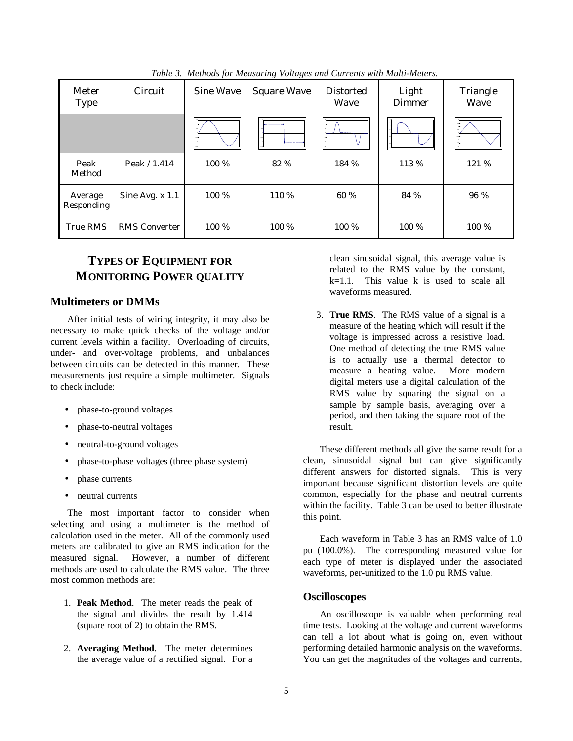*Table 3. Methods for Measuring Voltages and Currents with Multi-Meters.*

| Meter Type | Circuit | Sine Wave | Square Wave | Distorted Wave | Light Dimmer | Triangle Wave |
|---|---|---|---|---|---|---|
| | | | | | | |
| Peak Method | Peak / 1.414 | 100 % | 82 % | 184 % | 113 % | 121 % |
| Average Responding | Sine Avg. x 1.1 | 100 % | 110 % | 60 % | 84 % | 96 % |
| True RMS | RMS Converter | 100 % | 100 % | 100 % | 100 % | 100 % |

## TYPES OF EQUIPMENT FOR MONITORING POWER QUALITY

### Multimeters or DMMs

After initial tests of wiring integrity, it may also be necessary to make quick checks of the voltage and/or current levels within a facility. Overloading of circuits, under- and over-voltage problems, and unbalances between circuits can be detected in this manner. These measurements just require a simple multimeter. Signals to check include:

- phase-to-ground voltages
- phase-to-neutral voltages
- neutral-to-ground voltages
- phase-to-phase voltages (three phase system)
- phase currents
- neutral currents

The most important factor to consider when selecting and using a multimeter is the method of calculation used in the meter. All of the commonly used meters are calibrated to give an RMS indication for the measured signal. However, a number of different methods are used to calculate the RMS value. The three most common methods are:

1. **Peak Method**. The meter reads the peak of the signal and divides the result by 1.414 (square root of 2) to obtain the RMS.
2. **Averaging Method**. The meter determines the average value of a rectified signal. For a clean sinusoidal signal, this average value is related to the RMS value by the constant, k=1.1. This value k is used to scale all waveforms measured.
3. **True RMS**. The RMS value of a signal is a measure of the heating which will result if the voltage is impressed across a resistive load. One method of detecting the true RMS value is to actually use a thermal detector to measure a heating value. More modern digital meters use a digital calculation of the RMS value by squaring the signal on a sample by sample basis, averaging over a period, and then taking the square root of the result.

These different methods all give the same result for a clean, sinusoidal signal but can give significantly different answers for distorted signals. This is very important because significant distortion levels are quite common, especially for the phase and neutral currents within the facility. Table 3 can be used to better illustrate this point.

Each waveform in Table 3 has an RMS value of 1.0 pu (100.0%). The corresponding measured value for each type of meter is displayed under the associated waveforms, per-unitized to the 1.0 pu RMS value.

### Oscilloscopes

An oscilloscope is valuable when performing real time tests. Looking at the voltage and current waveforms can tell a lot about what is going on, even without performing detailed harmonic analysis on the waveforms. You can get the magnitudes of the voltages and currents,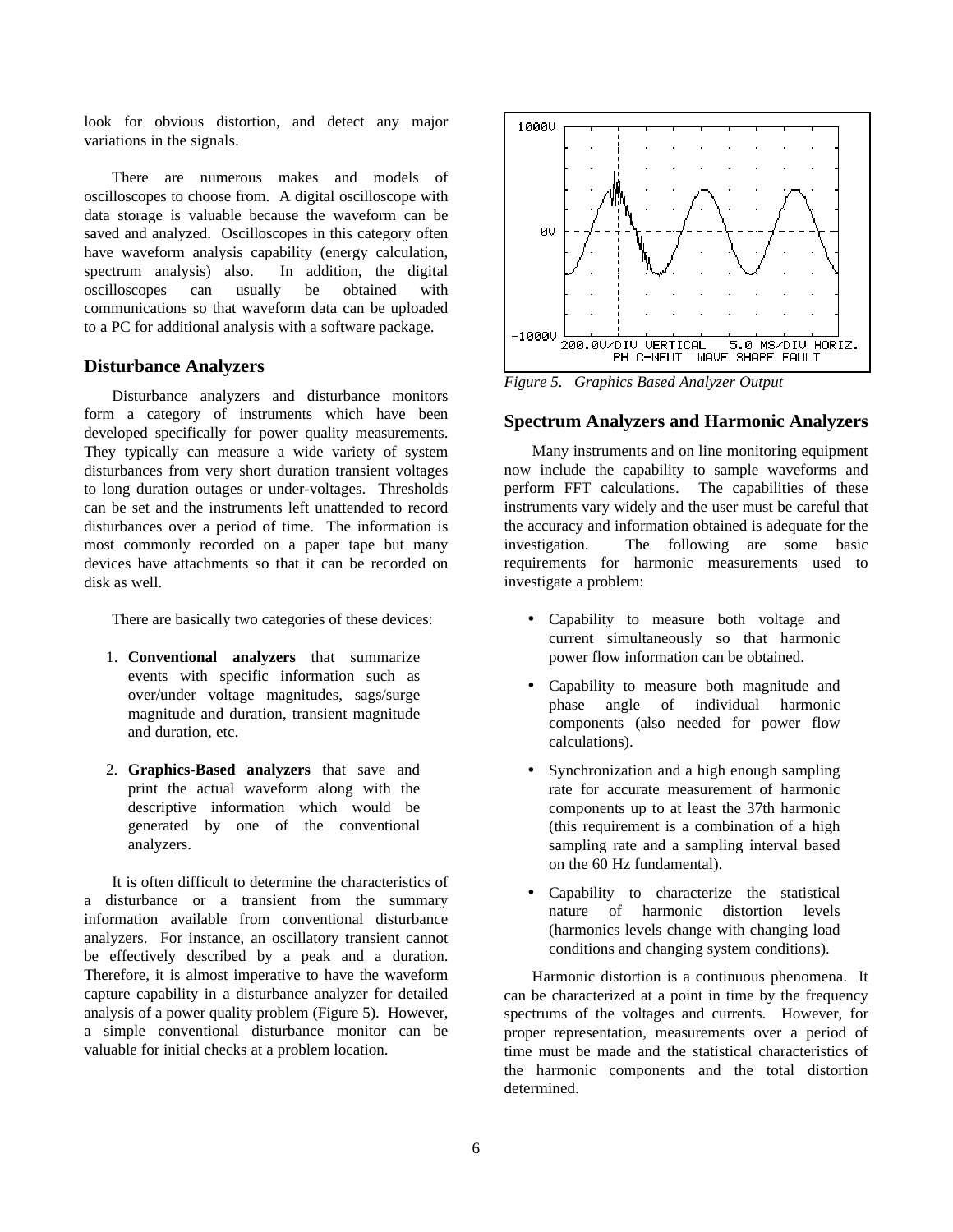look for obvious distortion, and detect any major variations in the signals.

There are numerous makes and models of oscilloscopes to choose from. A digital oscilloscope with data storage is valuable because the waveform can be saved and analyzed. Oscilloscopes in this category often have waveform analysis capability (energy calculation, spectrum analysis) also. In addition, the digital oscilloscopes can usually be obtained with communications so that waveform data can be uploaded to a PC for additional analysis with a software package.

## Disturbance Analyzers

Disturbance analyzers and disturbance monitors form a category of instruments which have been developed specifically for power quality measurements. They typically can measure a wide variety of system disturbances from very short duration transient voltages to long duration outages or under-voltages. Thresholds can be set and the instruments left unattended to record disturbances over a period of time. The information is most commonly recorded on a paper tape but many devices have attachments so that it can be recorded on disk as well.

There are basically two categories of these devices:

1. **Conventional analyzers** that summarize events with specific information such as over/under voltage magnitudes, sags/surge magnitude and duration, transient magnitude and duration, etc.

2. **Graphics-Based analyzers** that save and print the actual waveform along with the descriptive information which would be generated by one of the conventional analyzers.

It is often difficult to determine the characteristics of a disturbance or a transient from the summary information available from conventional disturbance analyzers. For instance, an oscillatory transient cannot be effectively described by a peak and a duration. Therefore, it is almost imperative to have the waveform capture capability in a disturbance analyzer for detailed analysis of a power quality problem (Figure 5). However, a simple conventional disturbance monitor can be valuable for initial checks at a problem location.

*Figure 5. Graphics Based Analyzer Output*

## Spectrum Analyzers and Harmonic Analyzers

Many instruments and on line monitoring equipment now include the capability to sample waveforms and perform FFT calculations. The capabilities of these instruments vary widely and the user must be careful that the accuracy and information obtained is adequate for the investigation. The following are some basic requirements for harmonic measurements used to investigate a problem:

- Capability to measure both voltage and current simultaneously so that harmonic power flow information can be obtained.
- Capability to measure both magnitude and phase angle of individual harmonic components (also needed for power flow calculations).
- Synchronization and a high enough sampling rate for accurate measurement of harmonic components up to at least the 37th harmonic (this requirement is a combination of a high sampling rate and a sampling interval based on the 60 Hz fundamental).
- Capability to characterize the statistical nature of harmonic distortion levels (harmonics levels change with changing load conditions and changing system conditions).

Harmonic distortion is a continuous phenomena. It can be characterized at a point in time by the frequency spectrums of the voltages and currents. However, for proper representation, measurements over a period of time must be made and the statistical characteristics of the harmonic components and the total distortion determined.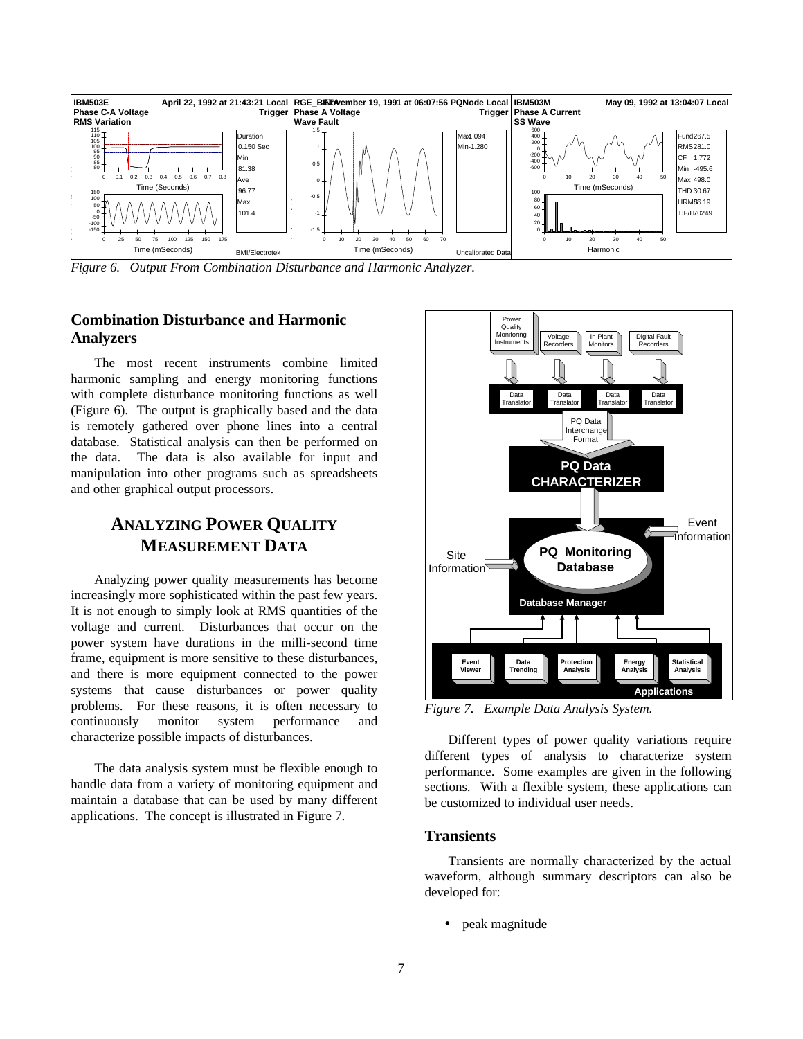*Figure 6. Output From Combination Disturbance and Harmonic Analyzer.*

## Combination Disturbance and Harmonic Analyzers

The most recent instruments combine limited harmonic sampling and energy monitoring functions with complete disturbance monitoring functions as well (Figure 6). The output is graphically based and the data is remotely gathered over phone lines into a central database. Statistical analysis can then be performed on the data. The data is also available for input and manipulation into other programs such as spreadsheets and other graphical output processors.

# ANALYZING POWER QUALITY MEASUREMENT DATA

Analyzing power quality measurements has become increasingly more sophisticated within the past few years. It is not enough to simply look at RMS quantities of the voltage and current. Disturbances that occur on the power system have durations in the milli-second time frame, equipment is more sensitive to these disturbances, and there is more equipment connected to the power systems that cause disturbances or power quality problems. For these reasons, it is often necessary to continuously monitor system performance and characterize possible impacts of disturbances.

The data analysis system must be flexible enough to handle data from a variety of monitoring equipment and maintain a database that can be used by many different applications. The concept is illustrated in Figure 7.

*Figure 7. Example Data Analysis System.*

Different types of power quality variations require different types of analysis to characterize system performance. Some examples are given in the following sections. With a flexible system, these applications can be customized to individual user needs.

## Transients

Transients are normally characterized by the actual waveform, although summary descriptors can also be developed for:

- peak magnitude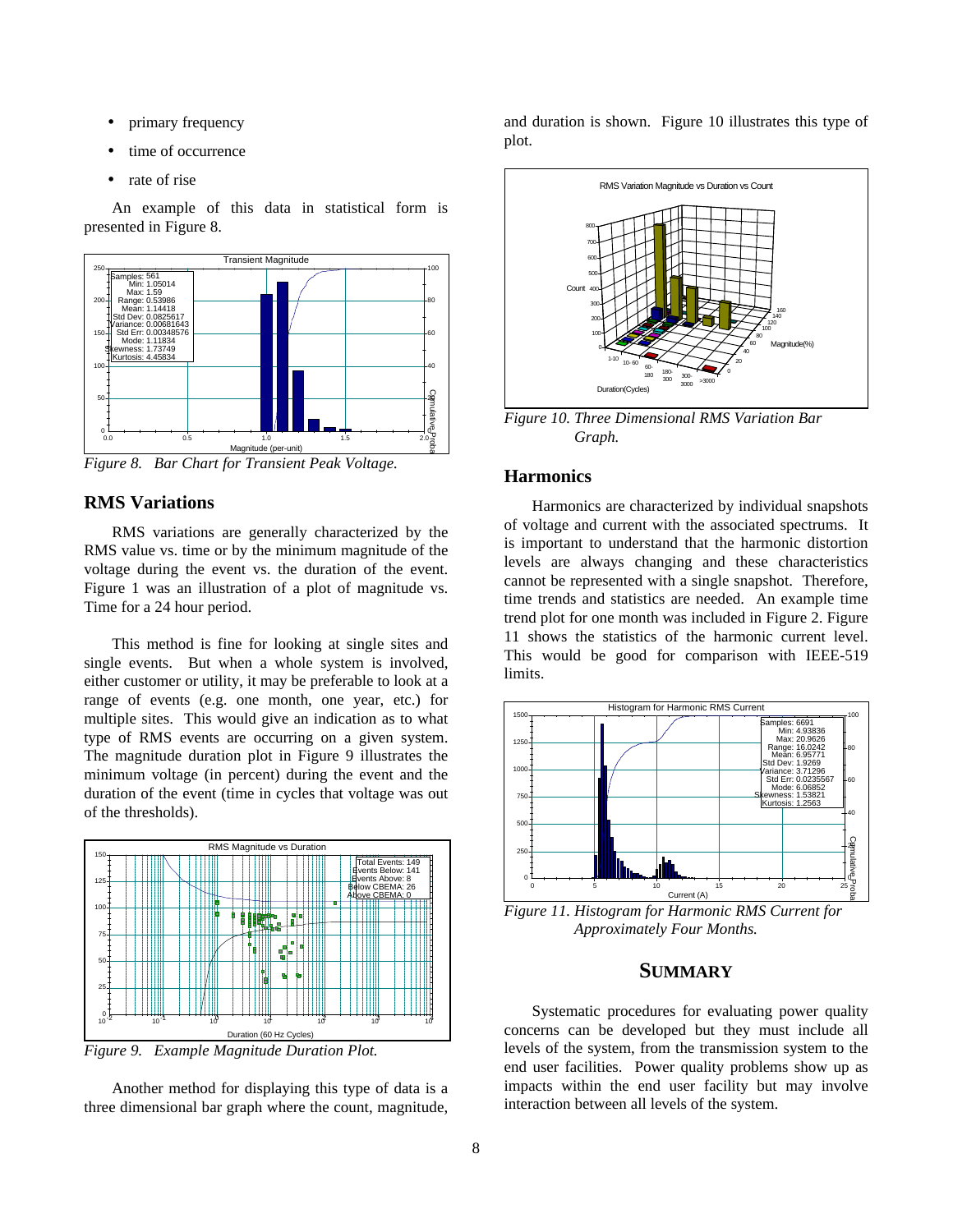- primary frequency
- time of occurrence
- rate of rise

An example of this data in statistical form is presented in Figure 8.

*Figure 8. Bar Chart for Transient Peak Voltage.*

## RMS Variations

RMS variations are generally characterized by the RMS value vs. time or by the minimum magnitude of the voltage during the event vs. the duration of the event. Figure 1 was an illustration of a plot of magnitude vs. Time for a 24 hour period.

This method is fine for looking at single sites and single events. But when a whole system is involved, either customer or utility, it may be preferable to look at a range of events (e.g. one month, one year, etc.) for multiple sites. This would give an indication as to what type of RMS events are occurring on a given system. The magnitude duration plot in Figure 9 illustrates the minimum voltage (in percent) during the event and the duration of the event (time in cycles that voltage was out of the thresholds).

*Figure 9. Example Magnitude Duration Plot.*

Another method for displaying this type of data is a three dimensional bar graph where the count, magnitude, and duration is shown. Figure 10 illustrates this type of plot.

*Figure 10. Three Dimensional RMS Variation Bar Graph.*

## Harmonics

Harmonics are characterized by individual snapshots of voltage and current with the associated spectrums. It is important to understand that the harmonic distortion levels are always changing and these characteristics cannot be represented with a single snapshot. Therefore, time trends and statistics are needed. An example time trend plot for one month was included in Figure 2. Figure 11 shows the statistics of the harmonic current level. This would be good for comparison with IEEE-519 limits.

*Figure 11. Histogram for Harmonic RMS Current for Approximately Four Months.*

## SUMMARY

Systematic procedures for evaluating power quality concerns can be developed but they must include all levels of the system, from the transmission system to the end user facilities. Power quality problems show up as impacts within the end user facility but may involve interaction between all levels of the system.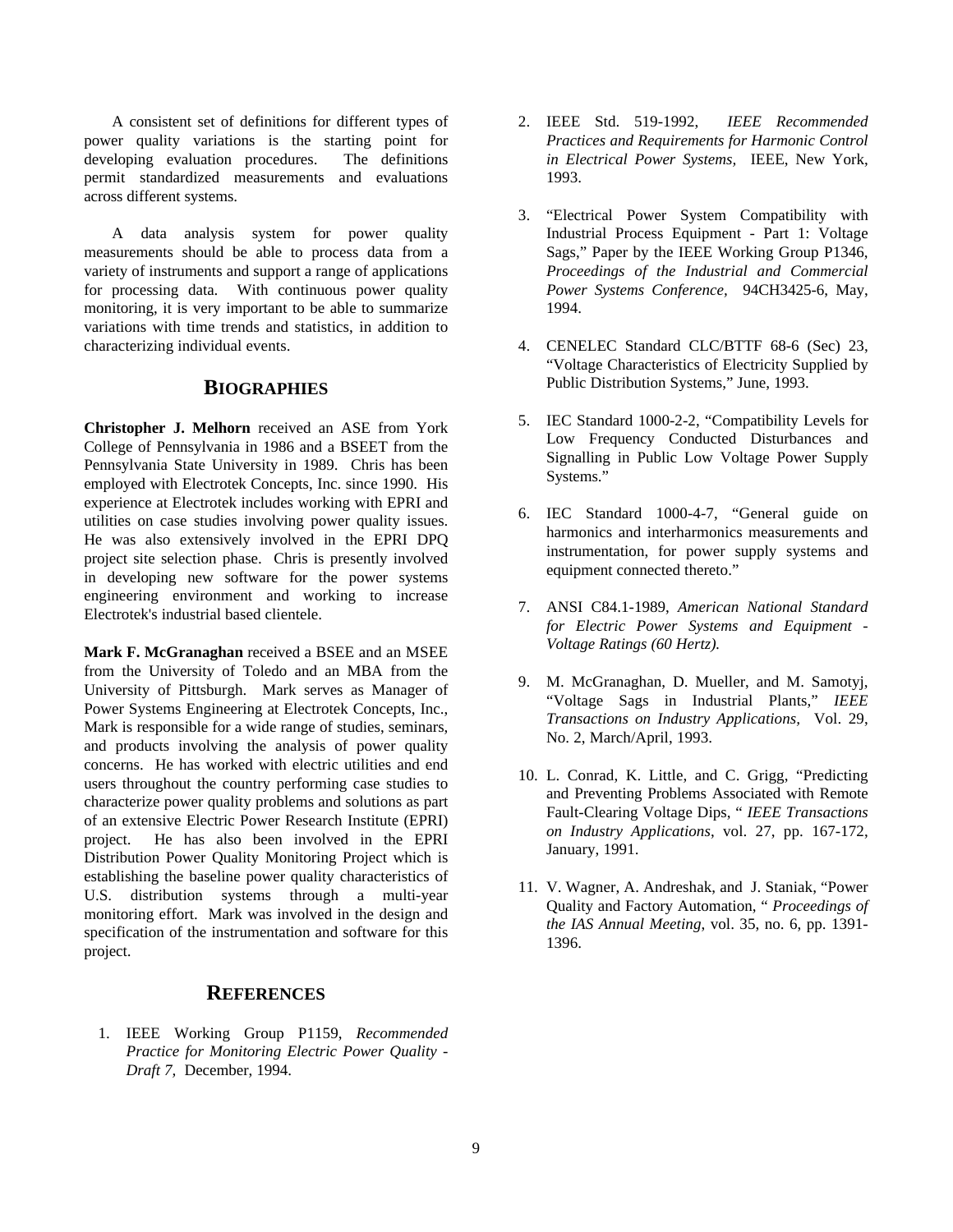A consistent set of definitions for different types of power quality variations is the starting point for developing evaluation procedures. The definitions permit standardized measurements and evaluations across different systems.

A data analysis system for power quality measurements should be able to process data from a variety of instruments and support a range of applications for processing data. With continuous power quality monitoring, it is very important to be able to summarize variations with time trends and statistics, in addition to characterizing individual events.

## BIOGRAPHIES

**Christopher J. Melhorn** received an ASE from York College of Pennsylvania in 1986 and a BSEET from the Pennsylvania State University in 1989. Chris has been employed with Electrotek Concepts, Inc. since 1990. His experience at Electrotek includes working with EPRI and utilities on case studies involving power quality issues. He was also extensively involved in the EPRI DPQ project site selection phase. Chris is presently involved in developing new software for the power systems engineering environment and working to increase Electrotek's industrial based clientele.

**Mark F. McGranaghan** received a BSEE and an MSEE from the University of Toledo and an MBA from the University of Pittsburgh. Mark serves as Manager of Power Systems Engineering at Electrotek Concepts, Inc., Mark is responsible for a wide range of studies, seminars, and products involving the analysis of power quality concerns. He has worked with electric utilities and end users throughout the country performing case studies to characterize power quality problems and solutions as part of an extensive Electric Power Research Institute (EPRI) project. He has also been involved in the EPRI Distribution Power Quality Monitoring Project which is establishing the baseline power quality characteristics of U.S. distribution systems through a multi-year monitoring effort. Mark was involved in the design and specification of the instrumentation and software for this project.

## REFERENCES

1. IEEE Working Group P1159, *Recommended Practice for Monitoring Electric Power Quality - Draft 7,* December, 1994.
2. IEEE Std. 519-1992, *IEEE Recommended Practices and Requirements for Harmonic Control in Electrical Power Systems,* IEEE, New York, 1993.
3. "Electrical Power System Compatibility with Industrial Process Equipment - Part 1: Voltage Sags," Paper by the IEEE Working Group P1346, *Proceedings of the Industrial and Commercial Power Systems Conference,* 94CH3425-6, May, 1994.
4. CENELEC Standard CLC/BTTF 68-6 (Sec) 23, "Voltage Characteristics of Electricity Supplied by Public Distribution Systems," June, 1993.
5. IEC Standard 1000-2-2, "Compatibility Levels for Low Frequency Conducted Disturbances and Signalling in Public Low Voltage Power Supply Systems."
6. IEC Standard 1000-4-7, "General guide on harmonics and interharmonics measurements and instrumentation, for power supply systems and equipment connected thereto."
7. ANSI C84.1-1989, *American National Standard for Electric Power Systems and Equipment - Voltage Ratings (60 Hertz).*

9. M. McGranaghan, D. Mueller, and M. Samotyj, "Voltage Sags in Industrial Plants," *IEEE Transactions on Industry Applications,* Vol. 29, No. 2, March/April, 1993.
10. L. Conrad, K. Little, and C. Grigg, "Predicting and Preventing Problems Associated with Remote Fault-Clearing Voltage Dips, " *IEEE Transactions on Industry Applications,* vol. 27, pp. 167-172, January, 1991.
11. V. Wagner, A. Andreshak, and J. Staniak, "Power Quality and Factory Automation, " *Proceedings of the IAS Annual Meeting,* vol. 35, no. 6, pp. 1391-1396.